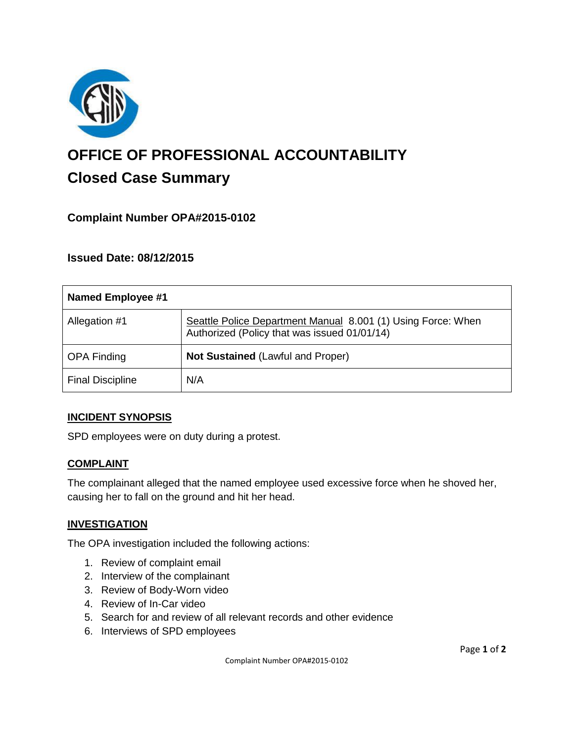# OFFICE OF PROFESSIONAL ACCOUNTABILITY

## Closed Case Summary

### Complaint Number OPA#2015-0102

### Issued Date: 08/12/2015

| Named Employee #1 | |
|---|---|
| Allegation #1 | Seattle Police Department Manual 8.001 (1) Using Force: When Authorized (Policy that was issued 01/01/14) |
| OPA Finding | **Not Sustained** (Lawful and Proper) |
| Final Discipline | N/A |

## INCIDENT SYNOPSIS

SPD employees were on duty during a protest.

## COMPLAINT

The complainant alleged that the named employee used excessive force when he shoved her, causing her to fall on the ground and hit her head.

## INVESTIGATION

The OPA investigation included the following actions:

1. Review of complaint email
2. Interview of the complainant
3. Review of Body-Worn video
4. Review of In-Car video
5. Search for and review of all relevant records and other evidence
6. Interviews of SPD employees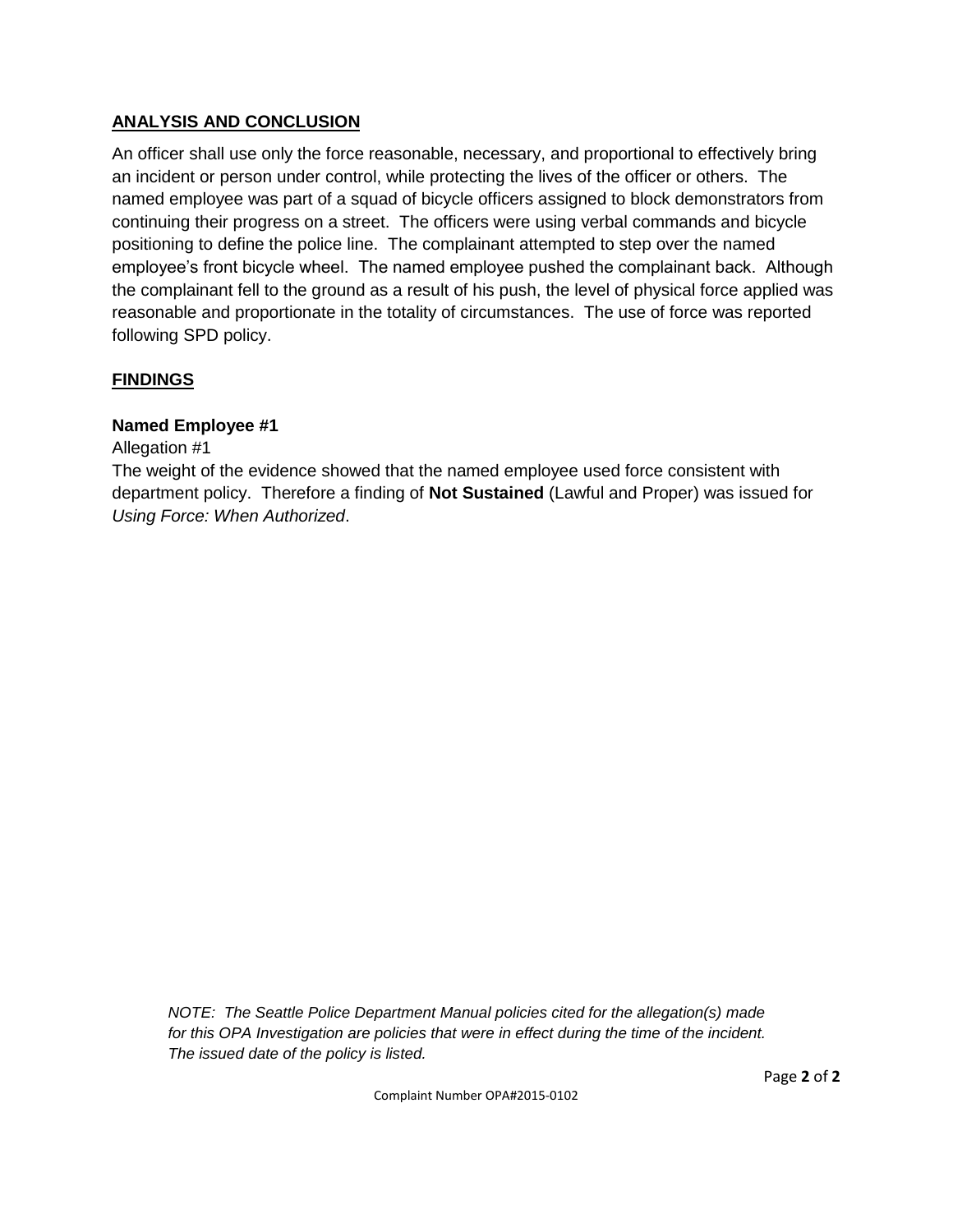## ANALYSIS AND CONCLUSION

An officer shall use only the force reasonable, necessary, and proportional to effectively bring an incident or person under control, while protecting the lives of the officer or others. The named employee was part of a squad of bicycle officers assigned to block demonstrators from continuing their progress on a street. The officers were using verbal commands and bicycle positioning to define the police line. The complainant attempted to step over the named employee's front bicycle wheel. The named employee pushed the complainant back. Although the complainant fell to the ground as a result of his push, the level of physical force applied was reasonable and proportionate in the totality of circumstances. The use of force was reported following SPD policy.

## FINDINGS

**Named Employee #1**

Allegation #1

The weight of the evidence showed that the named employee used force consistent with department policy. Therefore a finding of **Not Sustained** (Lawful and Proper) was issued for *Using Force: When Authorized*.

*NOTE: The Seattle Police Department Manual policies cited for the allegation(s) made for this OPA Investigation are policies that were in effect during the time of the incident. The issued date of the policy is listed.*

Complaint Number OPA#2015-0102